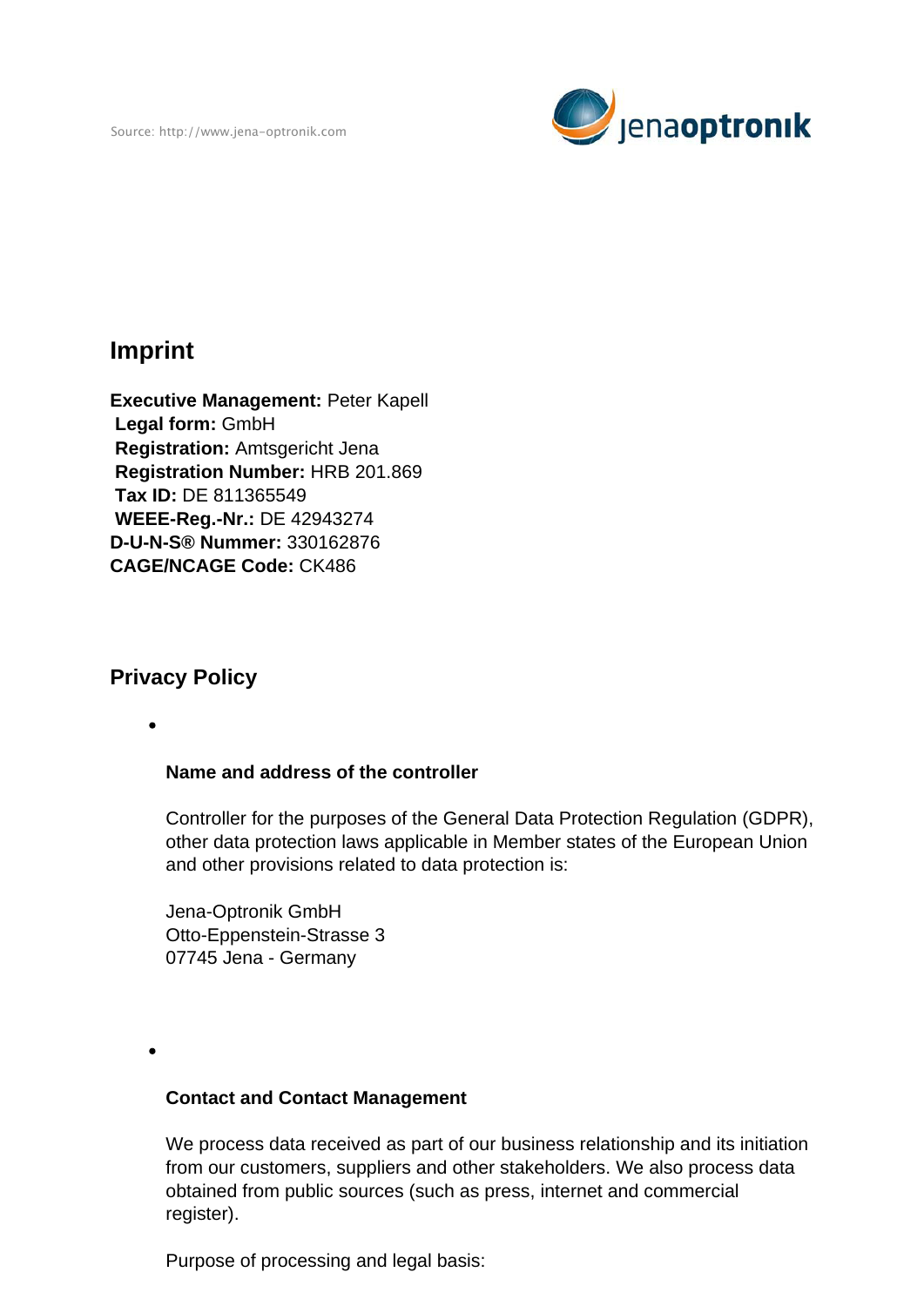Source: http://www.jena-optronik.com

## Imprint

**Executive Management:** Peter Kapell
**Legal form:** GmbH
**Registration:** Amtsgericht Jena
**Registration Number:** HRB 201.869
**Tax ID:** DE 811365549
**WEEE-Reg.-Nr.:** DE 42943274
**D-U-N-S® Nummer:** 330162876
**CAGE/NCAGE Code:** CK486

## Privacy Policy

- **Name and address of the controller**

  Controller for the purposes of the General Data Protection Regulation (GDPR), other data protection laws applicable in Member states of the European Union and other provisions related to data protection is:

  Jena-Optronik GmbH
  Otto-Eppenstein-Strasse 3
  07745 Jena - Germany

- **Contact and Contact Management**

  We process data received as part of our business relationship and its initiation from our customers, suppliers and other stakeholders. We also process data obtained from public sources (such as press, internet and commercial register).

  Purpose of processing and legal basis: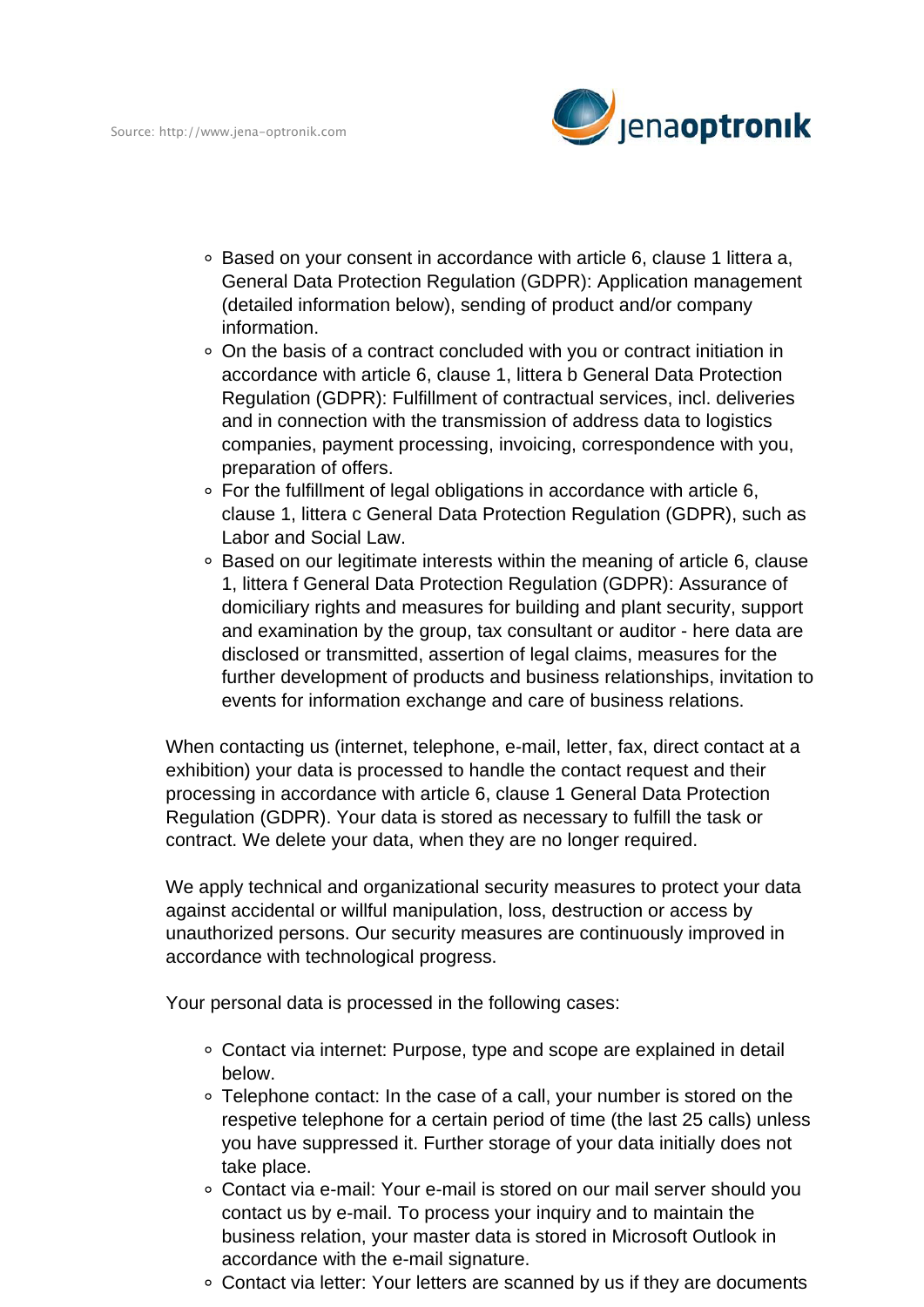- Based on your consent in accordance with article 6, clause 1 littera a, General Data Protection Regulation (GDPR): Application management (detailed information below), sending of product and/or company information.
- On the basis of a contract concluded with you or contract initiation in accordance with article 6, clause 1, littera b General Data Protection Regulation (GDPR): Fulfillment of contractual services, incl. deliveries and in connection with the transmission of address data to logistics companies, payment processing, invoicing, correspondence with you, preparation of offers.
- For the fulfillment of legal obligations in accordance with article 6, clause 1, littera c General Data Protection Regulation (GDPR), such as Labor and Social Law.
- Based on our legitimate interests within the meaning of article 6, clause 1, littera f General Data Protection Regulation (GDPR): Assurance of domiciliary rights and measures for building and plant security, support and examination by the group, tax consultant or auditor - here data are disclosed or transmitted, assertion of legal claims, measures for the further development of products and business relationships, invitation to events for information exchange and care of business relations.

When contacting us (internet, telephone, e-mail, letter, fax, direct contact at a exhibition) your data is processed to handle the contact request and their processing in accordance with article 6, clause 1 General Data Protection Regulation (GDPR). Your data is stored as necessary to fulfill the task or contract. We delete your data, when they are no longer required.

We apply technical and organizational security measures to protect your data against accidental or willful manipulation, loss, destruction or access by unauthorized persons. Our security measures are continuously improved in accordance with technological progress.

Your personal data is processed in the following cases:

- Contact via internet: Purpose, type and scope are explained in detail below.
- Telephone contact: In the case of a call, your number is stored on the respetive telephone for a certain period of time (the last 25 calls) unless you have suppressed it. Further storage of your data initially does not take place.
- Contact via e-mail: Your e-mail is stored on our mail server should you contact us by e-mail. To process your inquiry and to maintain the business relation, your master data is stored in Microsoft Outlook in accordance with the e-mail signature.
- Contact via letter: Your letters are scanned by us if they are documents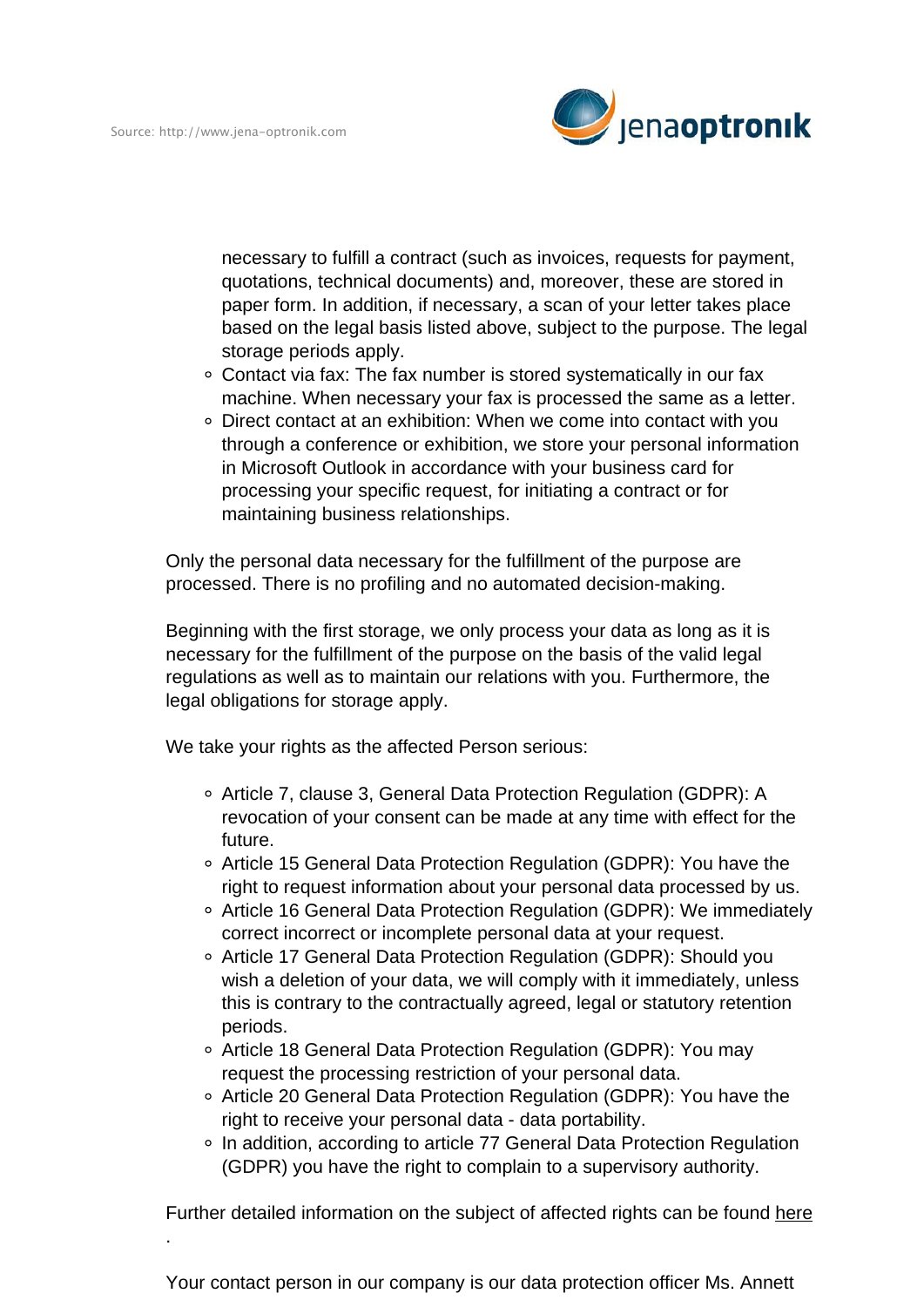necessary to fulfill a contract (such as invoices, requests for payment, quotations, technical documents) and, moreover, these are stored in paper form. In addition, if necessary, a scan of your letter takes place based on the legal basis listed above, subject to the purpose. The legal storage periods apply.

- Contact via fax: The fax number is stored systematically in our fax machine. When necessary your fax is processed the same as a letter.
- Direct contact at an exhibition: When we come into contact with you through a conference or exhibition, we store your personal information in Microsoft Outlook in accordance with your business card for processing your specific request, for initiating a contract or for maintaining business relationships.

Only the personal data necessary for the fulfillment of the purpose are processed. There is no profiling and no automated decision-making.

Beginning with the first storage, we only process your data as long as it is necessary for the fulfillment of the purpose on the basis of the valid legal regulations as well as to maintain our relations with you. Furthermore, the legal obligations for storage apply.

We take your rights as the affected Person serious:

- Article 7, clause 3, General Data Protection Regulation (GDPR): A revocation of your consent can be made at any time with effect for the future.
- Article 15 General Data Protection Regulation (GDPR): You have the right to request information about your personal data processed by us.
- Article 16 General Data Protection Regulation (GDPR): We immediately correct incorrect or incomplete personal data at your request.
- Article 17 General Data Protection Regulation (GDPR): Should you wish a deletion of your data, we will comply with it immediately, unless this is contrary to the contractually agreed, legal or statutory retention periods.
- Article 18 General Data Protection Regulation (GDPR): You may request the processing restriction of your personal data.
- Article 20 General Data Protection Regulation (GDPR): You have the right to receive your personal data - data portability.
- In addition, according to article 77 General Data Protection Regulation (GDPR) you have the right to complain to a supervisory authority.

Further detailed information on the subject of affected rights can be found here
.

Your contact person in our company is our data protection officer Ms. Annett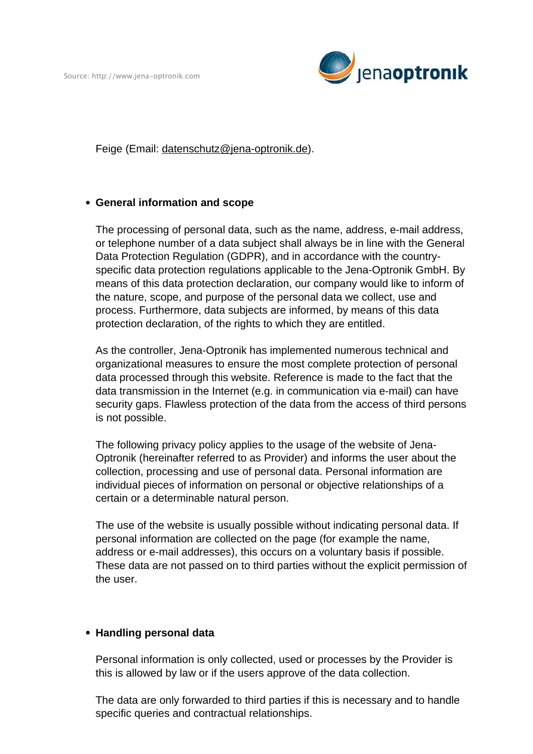Feige (Email: datenschutz@jena-optronik.de).

- **General information and scope**

  The processing of personal data, such as the name, address, e-mail address, or telephone number of a data subject shall always be in line with the General Data Protection Regulation (GDPR), and in accordance with the country-specific data protection regulations applicable to the Jena-Optronik GmbH. By means of this data protection declaration, our company would like to inform of the nature, scope, and purpose of the personal data we collect, use and process. Furthermore, data subjects are informed, by means of this data protection declaration, of the rights to which they are entitled.

  As the controller, Jena-Optronik has implemented numerous technical and organizational measures to ensure the most complete protection of personal data processed through this website. Reference is made to the fact that the data transmission in the Internet (e.g. in communication via e-mail) can have security gaps. Flawless protection of the data from the access of third persons is not possible.

  The following privacy policy applies to the usage of the website of Jena-Optronik (hereinafter referred to as Provider) and informs the user about the collection, processing and use of personal data. Personal information are individual pieces of information on personal or objective relationships of a certain or a determinable natural person.

  The use of the website is usually possible without indicating personal data. If personal information are collected on the page (for example the name, address or e-mail addresses), this occurs on a voluntary basis if possible. These data are not passed on to third parties without the explicit permission of the user.

- **Handling personal data**

  Personal information is only collected, used or processes by the Provider is this is allowed by law or if the users approve of the data collection.

  The data are only forwarded to third parties if this is necessary and to handle specific queries and contractual relationships.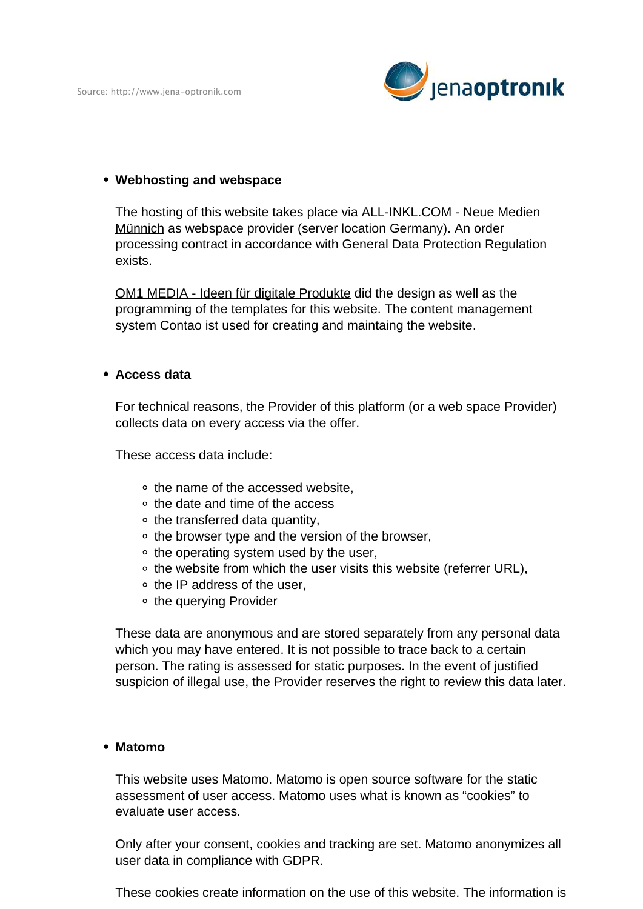- **Webhosting and webspace**

  The hosting of this website takes place via ALL-INKL.COM - Neue Medien Münnich as webspace provider (server location Germany). An order processing contract in accordance with General Data Protection Regulation exists.

  OM1 MEDIA - Ideen für digitale Produkte did the design as well as the programming of the templates for this website. The content management system Contao ist used for creating and maintaing the website.

- **Access data**

  For technical reasons, the Provider of this platform (or a web space Provider) collects data on every access via the offer.

  These access data include:

  - the name of the accessed website,
  - the date and time of the access
  - the transferred data quantity,
  - the browser type and the version of the browser,
  - the operating system used by the user,
  - the website from which the user visits this website (referrer URL),
  - the IP address of the user,
  - the querying Provider

  These data are anonymous and are stored separately from any personal data which you may have entered. It is not possible to trace back to a certain person. The rating is assessed for static purposes. In the event of justified suspicion of illegal use, the Provider reserves the right to review this data later.

- **Matomo**

  This website uses Matomo. Matomo is open source software for the static assessment of user access. Matomo uses what is known as "cookies" to evaluate user access.

  Only after your consent, cookies and tracking are set. Matomo anonymizes all user data in compliance with GDPR.

  These cookies create information on the use of this website. The information is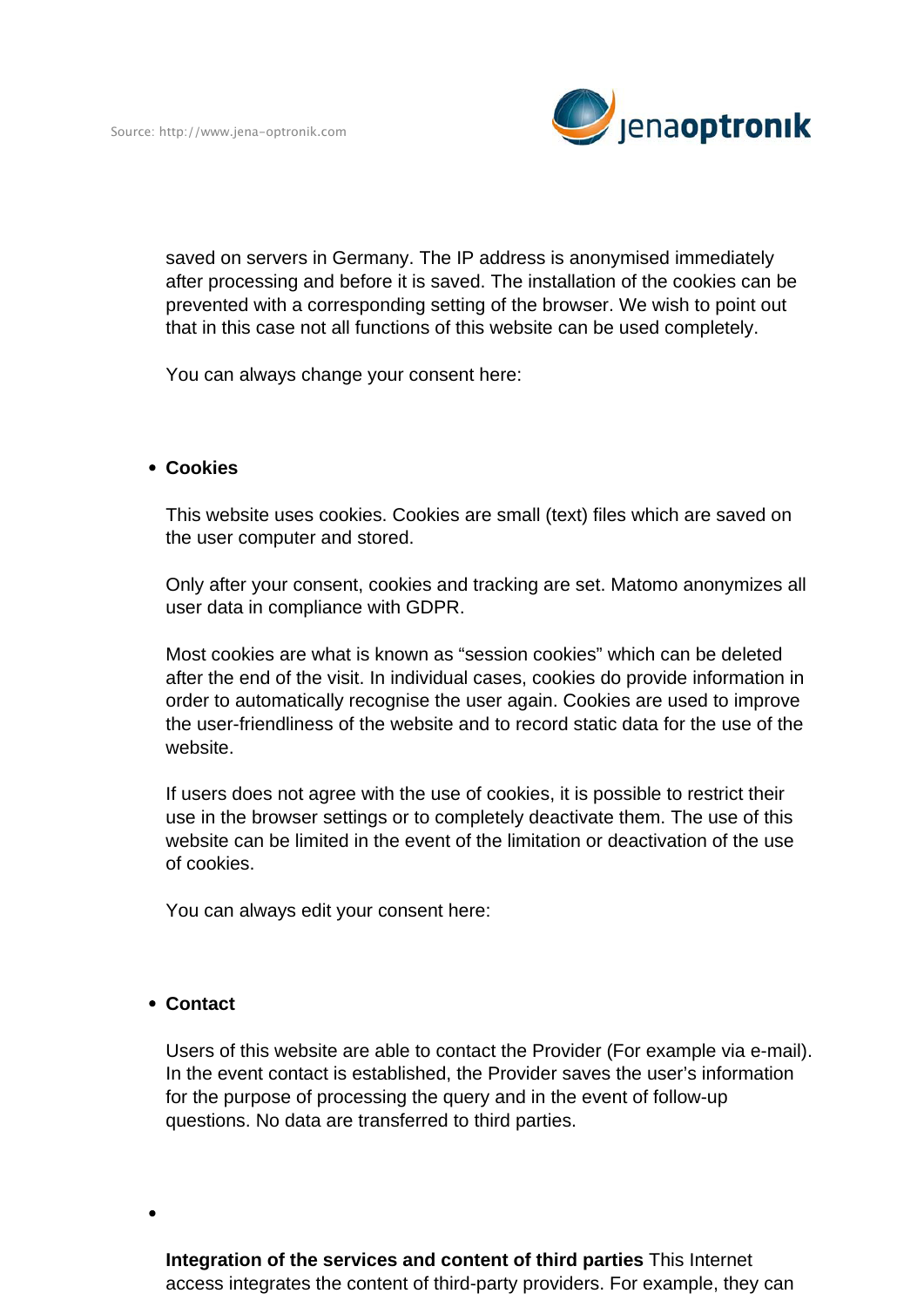saved on servers in Germany. The IP address is anonymised immediately after processing and before it is saved. The installation of the cookies can be prevented with a corresponding setting of the browser. We wish to point out that in this case not all functions of this website can be used completely.

You can always change your consent here:

- **Cookies**

  This website uses cookies. Cookies are small (text) files which are saved on the user computer and stored.

  Only after your consent, cookies and tracking are set. Matomo anonymizes all user data in compliance with GDPR.

  Most cookies are what is known as “session cookies” which can be deleted after the end of the visit. In individual cases, cookies do provide information in order to automatically recognise the user again. Cookies are used to improve the user-friendliness of the website and to record static data for the use of the website.

  If users does not agree with the use of cookies, it is possible to restrict their use in the browser settings or to completely deactivate them. The use of this website can be limited in the event of the limitation or deactivation of the use of cookies.

  You can always edit your consent here:

- **Contact**

  Users of this website are able to contact the Provider (For example via e-mail). In the event contact is established, the Provider saves the user’s information for the purpose of processing the query and in the event of follow-up questions. No data are transferred to third parties.

- **Integration of the services and content of third parties** This Internet access integrates the content of third-party providers. For example, they can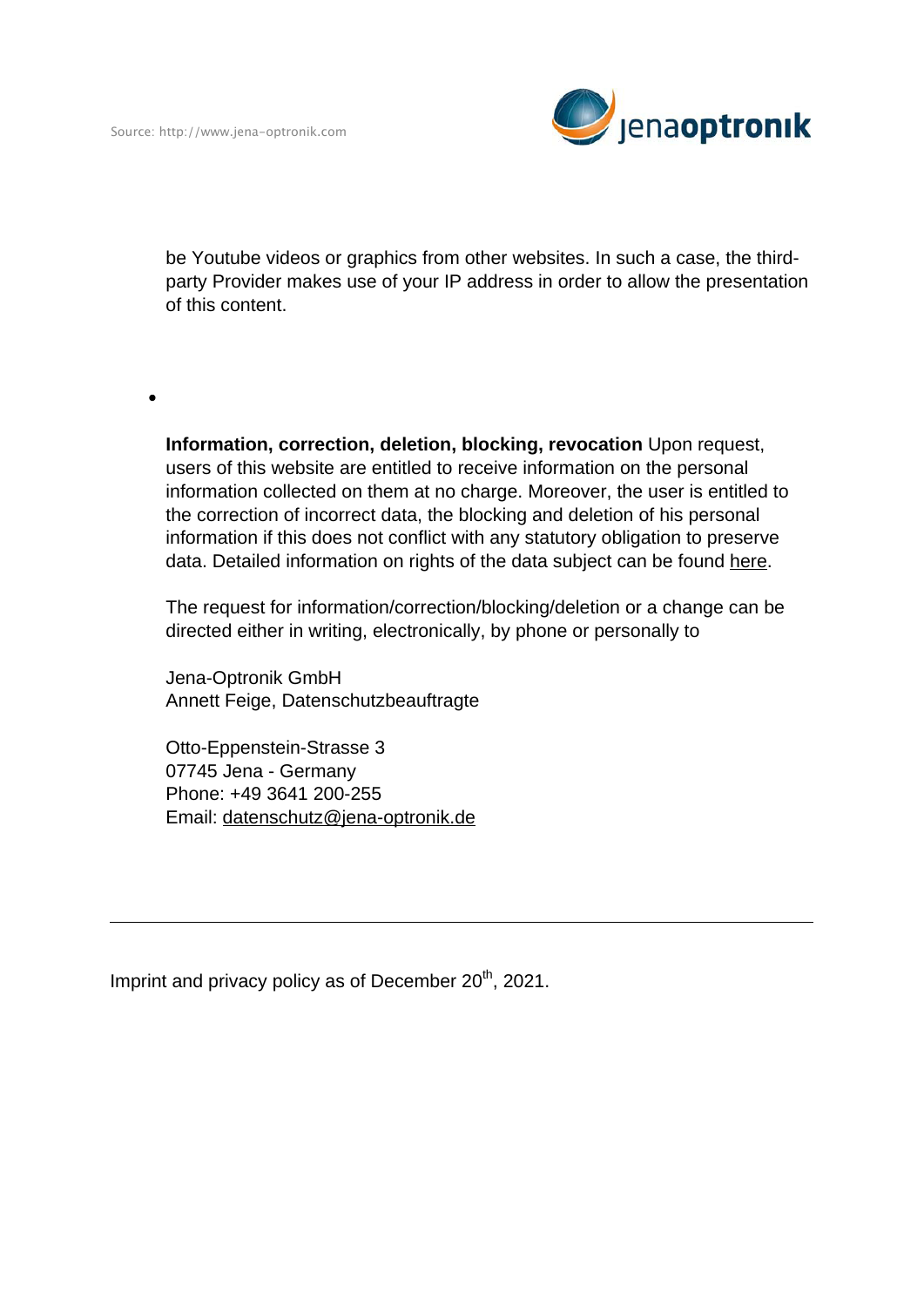be Youtube videos or graphics from other websites. In such a case, the third-party Provider makes use of your IP address in order to allow the presentation of this content.

- **Information, correction, deletion, blocking, revocation** Upon request, users of this website are entitled to receive information on the personal information collected on them at no charge. Moreover, the user is entitled to the correction of incorrect data, the blocking and deletion of his personal information if this does not conflict with any statutory obligation to preserve data. Detailed information on rights of the data subject can be found here.

  The request for information/correction/blocking/deletion or a change can be directed either in writing, electronically, by phone or personally to

  Jena-Optronik GmbH
  Annett Feige, Datenschutzbeauftragte

  Otto-Eppenstein-Strasse 3
  07745 Jena - Germany
  Phone: +49 3641 200-255
  Email: datenschutz@jena-optronik.de

---

Imprint and privacy policy as of December 20th, 2021.